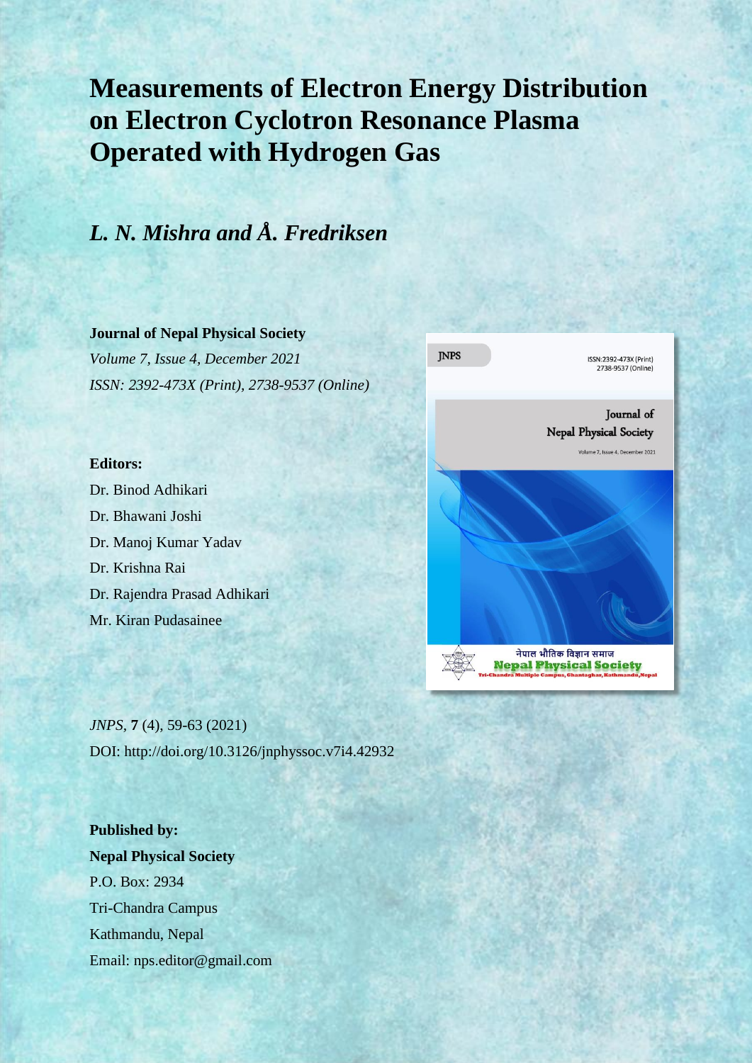# Measurements of Electron Energy Distribution on Electron Cyclotron Resonance Plasma Operated with Hydrogen Gas

## *L. N. Mishra and Å. Fredriksen*

**Journal of Nepal Physical Society**

*Volume 7, Issue 4, December 2021*

*ISSN: 2392-473X (Print), 2738-9537 (Online)*

**Editors:**

Dr. Binod Adhikari

Dr. Bhawani Joshi

Dr. Manoj Kumar Yadav

Dr. Krishna Rai

Dr. Rajendra Prasad Adhikari

Mr. Kiran Pudasainee

*JNPS*, **7** (4), 59-63 (2021)

DOI: http://doi.org/10.3126/jnphyssoc.v7i4.42932

**Published by:**

**Nepal Physical Society**

P.O. Box: 2934

Tri-Chandra Campus

Kathmandu, Nepal

Email: nps.editor@gmail.com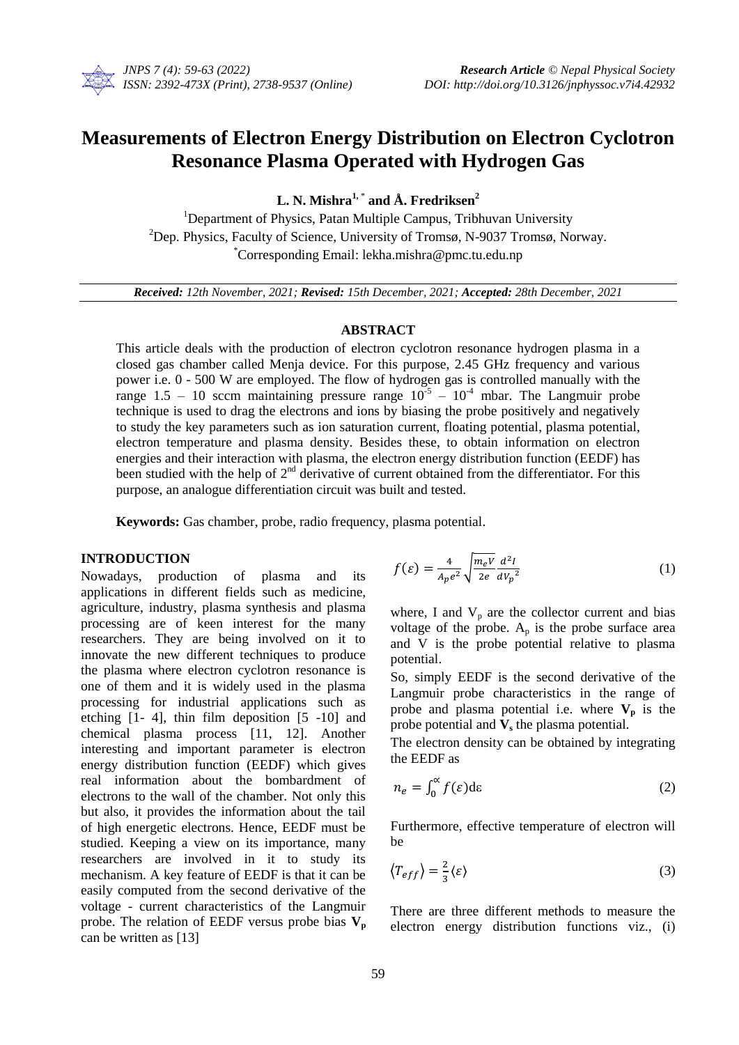# Measurements of Electron Energy Distribution on Electron Cyclotron Resonance Plasma Operated with Hydrogen Gas

**L. N. Mishra[1,*] and Å. Fredriksen[2]**

[1]Department of Physics, Patan Multiple Campus, Tribhuvan University
[2]Dep. Physics, Faculty of Science, University of Tromsø, N-9037 Tromsø, Norway.
[*]Corresponding Email: lekha.mishra@pmc.tu.edu.np

***Received:** 12th November, 2021; **Revised:** 15th December, 2021; **Accepted:** 28th December, 2021*

## ABSTRACT

This article deals with the production of electron cyclotron resonance hydrogen plasma in a closed gas chamber called Menja device. For this purpose, 2.45 GHz frequency and various power i.e. 0 - 500 W are employed. The flow of hydrogen gas is controlled manually with the range 1.5 – 10 sccm maintaining pressure range $10^{-5}$ – $10^{-4}$ mbar. The Langmuir probe technique is used to drag the electrons and ions by biasing the probe positively and negatively to study the key parameters such as ion saturation current, floating potential, plasma potential, electron temperature and plasma density. Besides these, to obtain information on electron energies and their interaction with plasma, the electron energy distribution function (EEDF) has been studied with the help of 2nd derivative of current obtained from the differentiator. For this purpose, an analogue differentiation circuit was built and tested.

**Keywords:** Gas chamber, probe, radio frequency, plasma potential.

## INTRODUCTION

Nowadays, production of plasma and its applications in different fields such as medicine, agriculture, industry, plasma synthesis and plasma processing are of keen interest for the many researchers. They are being involved on it to innovate the new different techniques to produce the plasma where electron cyclotron resonance is one of them and it is widely used in the plasma processing for industrial applications such as etching [1- 4], thin film deposition [5 -10] and chemical plasma process [11, 12]. Another interesting and important parameter is electron energy distribution function (EEDF) which gives real information about the bombardment of electrons to the wall of the chamber. Not only this but also, it provides the information about the tail of high energetic electrons. Hence, EEDF must be studied. Keeping a view on its importance, many researchers are involved in it to study its mechanism. A key feature of EEDF is that it can be easily computed from the second derivative of the voltage - current characteristics of the Langmuir probe. The relation of EEDF versus probe bias $\mathbf{V_p}$ can be written as [13]

$$f(\varepsilon) = \frac{4}{A_p e^2}\sqrt{\frac{m_e V}{2e}}\frac{d^2 I}{dV_p{}^2} \tag{1}$$

where, I and $V_p$ are the collector current and bias voltage of the probe. $A_p$ is the probe surface area and V is the probe potential relative to plasma potential.

So, simply EEDF is the second derivative of the Langmuir probe characteristics in the range of probe and plasma potential i.e. where $\mathbf{V_p}$ is the probe potential and $\mathbf{V_s}$ the plasma potential.

The electron density can be obtained by integrating the EEDF as

$$n_e = \int_0^{\infty} f(\varepsilon)\mathrm{d}\varepsilon \tag{2}$$

Furthermore, effective temperature of electron will be

$$\langle T_{eff} \rangle = \frac{2}{3}\langle \varepsilon \rangle \tag{3}$$

There are three different methods to measure the electron energy distribution functions viz., (i)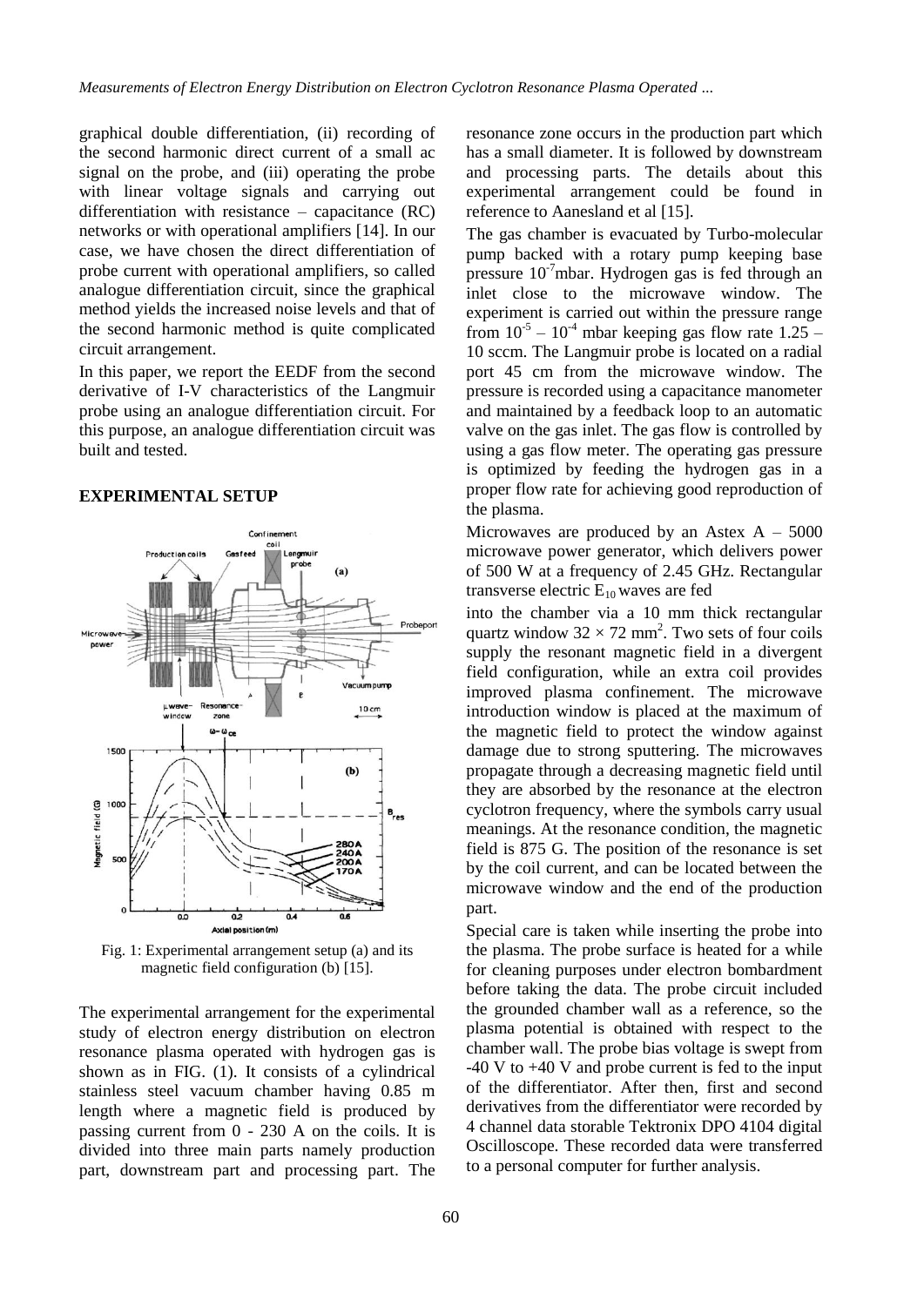graphical double differentiation, (ii) recording of the second harmonic direct current of a small ac signal on the probe, and (iii) operating the probe with linear voltage signals and carrying out differentiation with resistance – capacitance (RC) networks or with operational amplifiers [14]. In our case, we have chosen the direct differentiation of probe current with operational amplifiers, so called analogue differentiation circuit, since the graphical method yields the increased noise levels and that of the second harmonic method is quite complicated circuit arrangement.

In this paper, we report the EEDF from the second derivative of I-V characteristics of the Langmuir probe using an analogue differentiation circuit. For this purpose, an analogue differentiation circuit was built and tested.

## EXPERIMENTAL SETUP

Fig. 1: Experimental arrangement setup (a) and its magnetic field configuration (b) [15].

The experimental arrangement for the experimental study of electron energy distribution on electron resonance plasma operated with hydrogen gas is shown as in FIG. (1). It consists of a cylindrical stainless steel vacuum chamber having 0.85 m length where a magnetic field is produced by passing current from 0 - 230 A on the coils. It is divided into three main parts namely production part, downstream part and processing part. The resonance zone occurs in the production part which has a small diameter. It is followed by downstream and processing parts. The details about this experimental arrangement could be found in reference to Aanesland et al [15].

The gas chamber is evacuated by Turbo-molecular pump backed with a rotary pump keeping base pressure $10^{-7}$mbar. Hydrogen gas is fed through an inlet close to the microwave window. The experiment is carried out within the pressure range from $10^{-5}$ – $10^{-4}$ mbar keeping gas flow rate 1.25 – 10 sccm. The Langmuir probe is located on a radial port 45 cm from the microwave window. The pressure is recorded using a capacitance manometer and maintained by a feedback loop to an automatic valve on the gas inlet. The gas flow is controlled by using a gas flow meter. The operating gas pressure is optimized by feeding the hydrogen gas in a proper flow rate for achieving good reproduction of the plasma.

Microwaves are produced by an Astex A – 5000 microwave power generator, which delivers power of 500 W at a frequency of 2.45 GHz. Rectangular transverse electric $E_{10}$ waves are fed into the chamber via a 10 mm thick rectangular quartz window $32 \times 72$ mm$^2$. Two sets of four coils supply the resonant magnetic field in a divergent field configuration, while an extra coil provides improved plasma confinement. The microwave introduction window is placed at the maximum of the magnetic field to protect the window against damage due to strong sputtering. The microwaves propagate through a decreasing magnetic field until they are absorbed by the resonance at the electron cyclotron frequency, where the symbols carry usual meanings. At the resonance condition, the magnetic field is 875 G. The position of the resonance is set by the coil current, and can be located between the microwave window and the end of the production part.

Special care is taken while inserting the probe into the plasma. The probe surface is heated for a while for cleaning purposes under electron bombardment before taking the data. The probe circuit included the grounded chamber wall as a reference, so the plasma potential is obtained with respect to the chamber wall. The probe bias voltage is swept from -40 V to +40 V and probe current is fed to the input of the differentiator. After then, first and second derivatives from the differentiator were recorded by 4 channel data storable Tektronix DPO 4104 digital Oscilloscope. These recorded data were transferred to a personal computer for further analysis.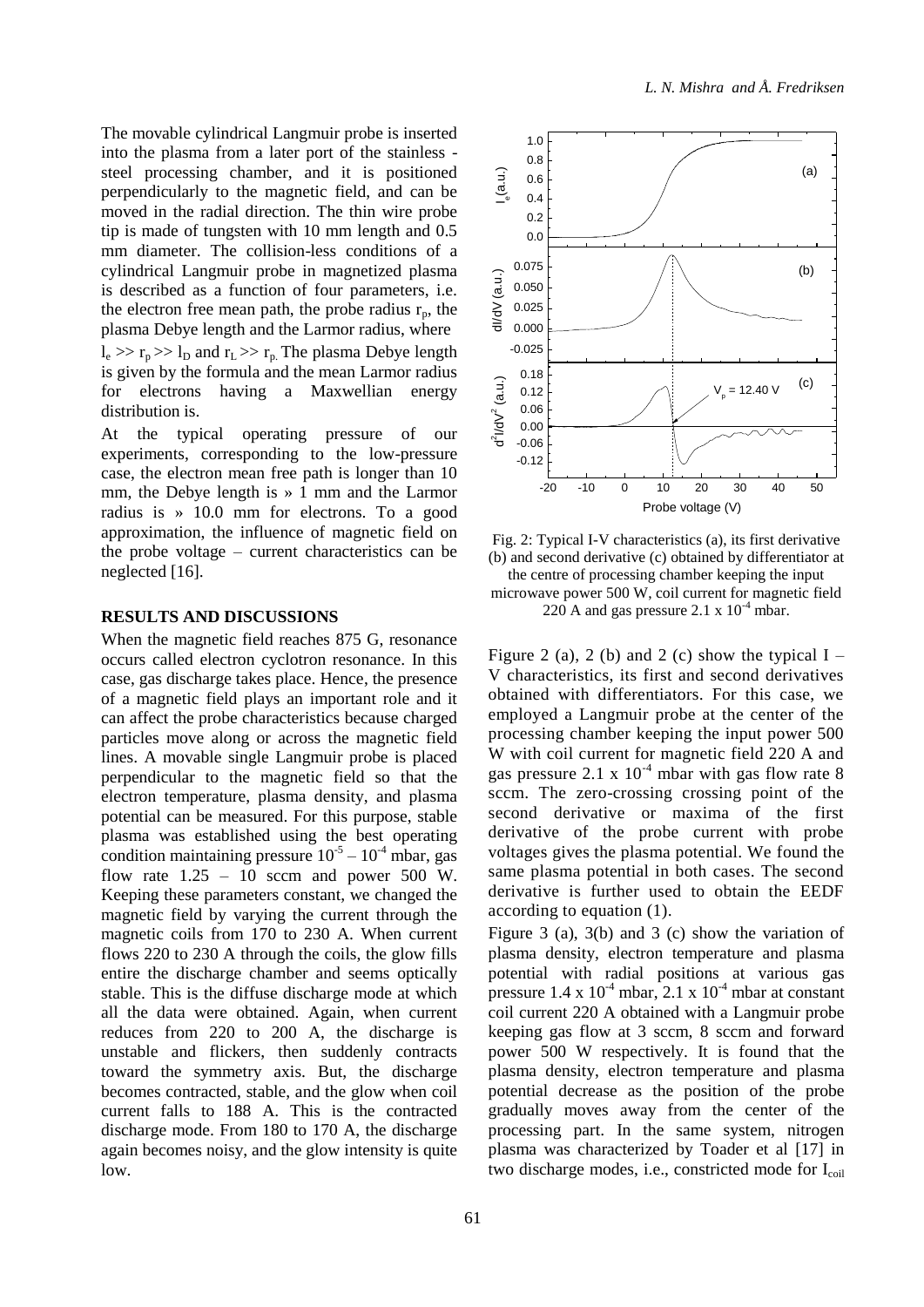The movable cylindrical Langmuir probe is inserted into the plasma from a later port of the stainless - steel processing chamber, and it is positioned perpendicularly to the magnetic field, and can be moved in the radial direction. The thin wire probe tip is made of tungsten with 10 mm length and 0.5 mm diameter. The collision-less conditions of a cylindrical Langmuir probe in magnetized plasma is described as a function of four parameters, i.e. the electron free mean path, the probe radius $r_p$, the plasma Debye length and the Larmor radius, where $l_e >> r_p >> l_D$ and $r_L >> r_p$. The plasma Debye length is given by the formula and the mean Larmor radius for electrons having a Maxwellian energy distribution is.

At the typical operating pressure of our experiments, corresponding to the low-pressure case, the electron mean free path is longer than 10 mm, the Debye length is » 1 mm and the Larmor radius is » 10.0 mm for electrons. To a good approximation, the influence of magnetic field on the probe voltage – current characteristics can be neglected [16].

## RESULTS AND DISCUSSIONS

When the magnetic field reaches 875 G, resonance occurs called electron cyclotron resonance. In this case, gas discharge takes place. Hence, the presence of a magnetic field plays an important role and it can affect the probe characteristics because charged particles move along or across the magnetic field lines. A movable single Langmuir probe is placed perpendicular to the magnetic field so that the electron temperature, plasma density, and plasma potential can be measured. For this purpose, stable plasma was established using the best operating condition maintaining pressure $10^{-5} – 10^{-4}$ mbar, gas flow rate 1.25 – 10 sccm and power 500 W. Keeping these parameters constant, we changed the magnetic field by varying the current through the magnetic coils from 170 to 230 A. When current flows 220 to 230 A through the coils, the glow fills entire the discharge chamber and seems optically stable. This is the diffuse discharge mode at which all the data were obtained. Again, when current reduces from 220 to 200 A, the discharge is unstable and flickers, then suddenly contracts toward the symmetry axis. But, the discharge becomes contracted, stable, and the glow when coil current falls to 188 A. This is the contracted discharge mode. From 180 to 170 A, the discharge again becomes noisy, and the glow intensity is quite low.

Fig. 2: Typical I-V characteristics (a), its first derivative (b) and second derivative (c) obtained by differentiator at the centre of processing chamber keeping the input microwave power 500 W, coil current for magnetic field 220 A and gas pressure 2.1 x $10^{-4}$ mbar.

Figure 2 (a), 2 (b) and 2 (c) show the typical I – V characteristics, its first and second derivatives obtained with differentiators. For this case, we employed a Langmuir probe at the center of the processing chamber keeping the input power 500 W with coil current for magnetic field 220 A and gas pressure 2.1 x $10^{-4}$ mbar with gas flow rate 8 sccm. The zero-crossing crossing point of the second derivative or maxima of the first derivative of the probe current with probe voltages gives the plasma potential. We found the same plasma potential in both cases. The second derivative is further used to obtain the EEDF according to equation (1).

Figure 3 (a), 3(b) and 3 (c) show the variation of plasma density, electron temperature and plasma potential with radial positions at various gas pressure 1.4 x $10^{-4}$ mbar, 2.1 x $10^{-4}$ mbar at constant coil current 220 A obtained with a Langmuir probe keeping gas flow at 3 sccm, 8 sccm and forward power 500 W respectively. It is found that the plasma density, electron temperature and plasma potential decrease as the position of the probe gradually moves away from the center of the processing part. In the same system, nitrogen plasma was characterized by Toader et al [17] in two discharge modes, i.e., constricted mode for $I_{coil}$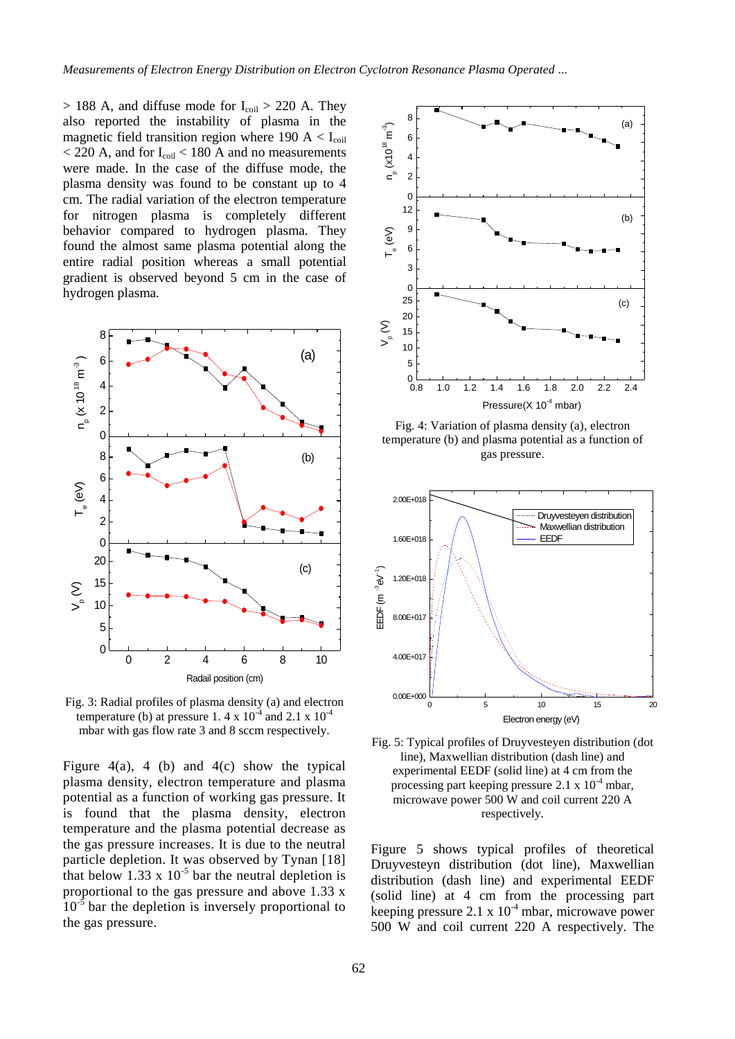> 188 A, and diffuse mode for $I_{coil}$ > 220 A. They also reported the instability of plasma in the magnetic field transition region where 190 A < $I_{coil}$ < 220 A, and for $I_{coil}$ < 180 A and no measurements were made. In the case of the diffuse mode, the plasma density was found to be constant up to 4 cm. The radial variation of the electron temperature for nitrogen plasma is completely different behavior compared to hydrogen plasma. They found the almost same plasma potential along the entire radial position whereas a small potential gradient is observed beyond 5 cm in the case of hydrogen plasma.

Fig. 3: Radial profiles of plasma density (a) and electron temperature (b) at pressure 1. 4 x $10^{-4}$ and 2.1 x $10^{-4}$ mbar with gas flow rate 3 and 8 sccm respectively.

Figure 4(a), 4 (b) and 4(c) show the typical plasma density, electron temperature and plasma potential as a function of working gas pressure. It is found that the plasma density, electron temperature and the plasma potential decrease as the gas pressure increases. It is due to the neutral particle depletion. It was observed by Tynan [18] that below 1.33 x $10^{-5}$ bar the neutral depletion is proportional to the gas pressure and above 1.33 x $10^{-5}$ bar the depletion is inversely proportional to the gas pressure.

Fig. 4: Variation of plasma density (a), electron temperature (b) and plasma potential as a function of gas pressure.

Fig. 5: Typical profiles of Druyvesteyen distribution (dot line), Maxwellian distribution (dash line) and experimental EEDF (solid line) at 4 cm from the processing part keeping pressure 2.1 x $10^{-4}$ mbar, microwave power 500 W and coil current 220 A respectively.

Figure 5 shows typical profiles of theoretical Druyvesteyn distribution (dot line), Maxwellian distribution (dash line) and experimental EEDF (solid line) at 4 cm from the processing part keeping pressure 2.1 x $10^{-4}$ mbar, microwave power 500 W and coil current 220 A respectively. The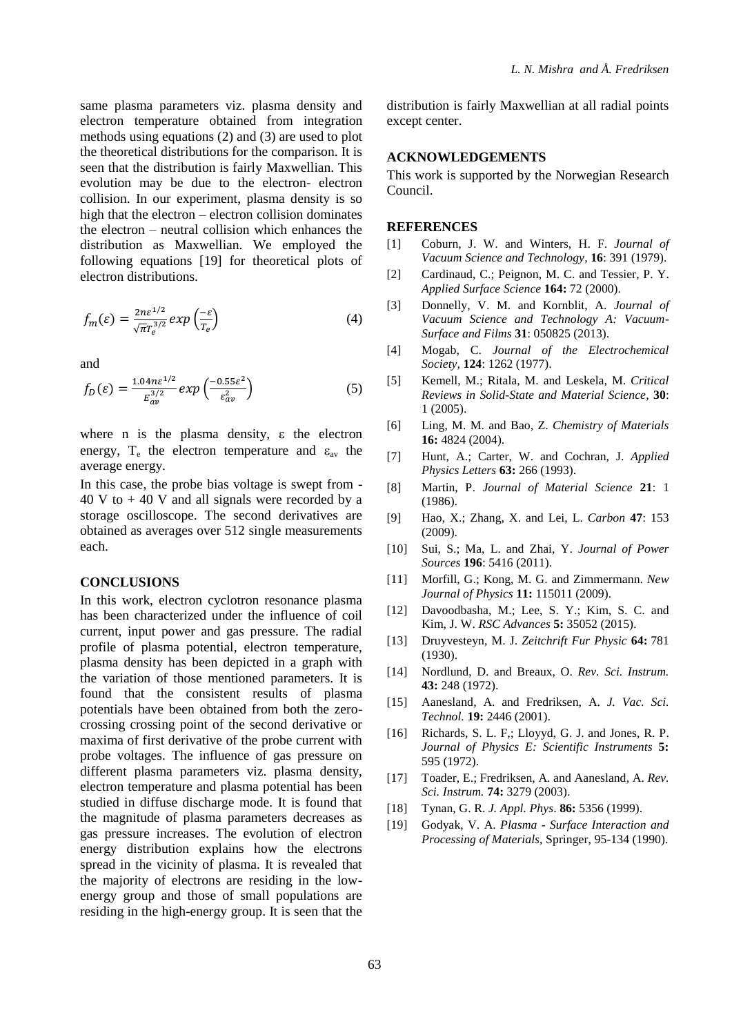same plasma parameters viz. plasma density and electron temperature obtained from integration methods using equations (2) and (3) are used to plot the theoretical distributions for the comparison. It is seen that the distribution is fairly Maxwellian. This evolution may be due to the electron- electron collision. In our experiment, plasma density is so high that the electron – electron collision dominates the electron – neutral collision which enhances the distribution as Maxwellian. We employed the following equations [19] for theoretical plots of electron distributions.

$$f_m(\varepsilon) = \frac{2n\varepsilon^{1/2}}{\sqrt{\pi}T_e^{3/2}} exp\left(\frac{-\varepsilon}{T_e}\right) \tag{4}$$

and

$$f_D(\varepsilon) = \frac{1.04n\varepsilon^{1/2}}{E_{av}^{3/2}} exp\left(\frac{-0.55\varepsilon^2}{\varepsilon_{av}^2}\right) \tag{5}$$

where n is the plasma density, $\varepsilon$ the electron energy, $T_e$ the electron temperature and $\varepsilon_{av}$ the average energy.

In this case, the probe bias voltage is swept from -40 V to + 40 V and all signals were recorded by a storage oscilloscope. The second derivatives are obtained as averages over 512 single measurements each.

## CONCLUSIONS

In this work, electron cyclotron resonance plasma has been characterized under the influence of coil current, input power and gas pressure. The radial profile of plasma potential, electron temperature, plasma density has been depicted in a graph with the variation of those mentioned parameters. It is found that the consistent results of plasma potentials have been obtained from both the zero-crossing crossing point of the second derivative or maxima of first derivative of the probe current with probe voltages. The influence of gas pressure on different plasma parameters viz. plasma density, electron temperature and plasma potential has been studied in diffuse discharge mode. It is found that the magnitude of plasma parameters decreases as gas pressure increases. The evolution of electron energy distribution explains how the electrons spread in the vicinity of plasma. It is revealed that the majority of electrons are residing in the low-energy group and those of small populations are residing in the high-energy group. It is seen that the distribution is fairly Maxwellian at all radial points except center.

## ACKNOWLEDGEMENTS

This work is supported by the Norwegian Research Council.

## REFERENCES

[1] Coburn, J. W. and Winters, H. F. *Journal of Vacuum Science and Technology*, **16**: 391 (1979).

[2] Cardinaud, C.; Peignon, M. C. and Tessier, P. Y. *Applied Surface Science* **164:** 72 (2000).

[3] Donnelly, V. M. and Kornblit, A. *Journal of Vacuum Science and Technology A: Vacuum-Surface and Films* **31**: 050825 (2013).

[4] Mogab, C. *Journal of the Electrochemical Society*, **124**: 1262 (1977).

[5] Kemell, M.; Ritala, M. and Leskela, M. *Critical Reviews in Solid-State and Material Science*, **30**: 1 (2005).

[6] Ling, M. M. and Bao, Z. *Chemistry of Materials* **16:** 4824 (2004).

[7] Hunt, A.; Carter, W. and Cochran, J. *Applied Physics Letters* **63:** 266 (1993).

[8] Martin, P. *Journal of Material Science* **21**: 1 (1986).

[9] Hao, X.; Zhang, X. and Lei, L. *Carbon* **47**: 153 (2009).

[10] Sui, S.; Ma, L. and Zhai, Y. *Journal of Power Sources* **196**: 5416 (2011).

[11] Morfill, G.; Kong, M. G. and Zimmermann. *New Journal of Physics* **11:** 115011 (2009).

[12] Davoodbasha, M.; Lee, S. Y.; Kim, S. C. and Kim, J. W. *RSC Advances* **5:** 35052 (2015).

[13] Druyvesteyn, M. J. *Zeitchrift Fur Physic* **64:** 781 (1930).

[14] Nordlund, D. and Breaux, O. *Rev. Sci. Instrum.* **43:** 248 (1972).

[15] Aanesland, A. and Fredriksen, A. *J. Vac. Sci. Technol.* **19:** 2446 (2001).

[16] Richards, S. L. F,; Lloyyd, G. J. and Jones, R. P. *Journal of Physics E: Scientific Instruments* **5:** 595 (1972).

[17] Toader, E.; Fredriksen, A. and Aanesland, A. *Rev. Sci. Instrum.* **74:** 3279 (2003).

[18] Tynan, G. R. *J. Appl. Phys*. **86:** 5356 (1999).

[19] Godyak, V. A. *Plasma - Surface Interaction and Processing of Materials*, Springer, 95-134 (1990).